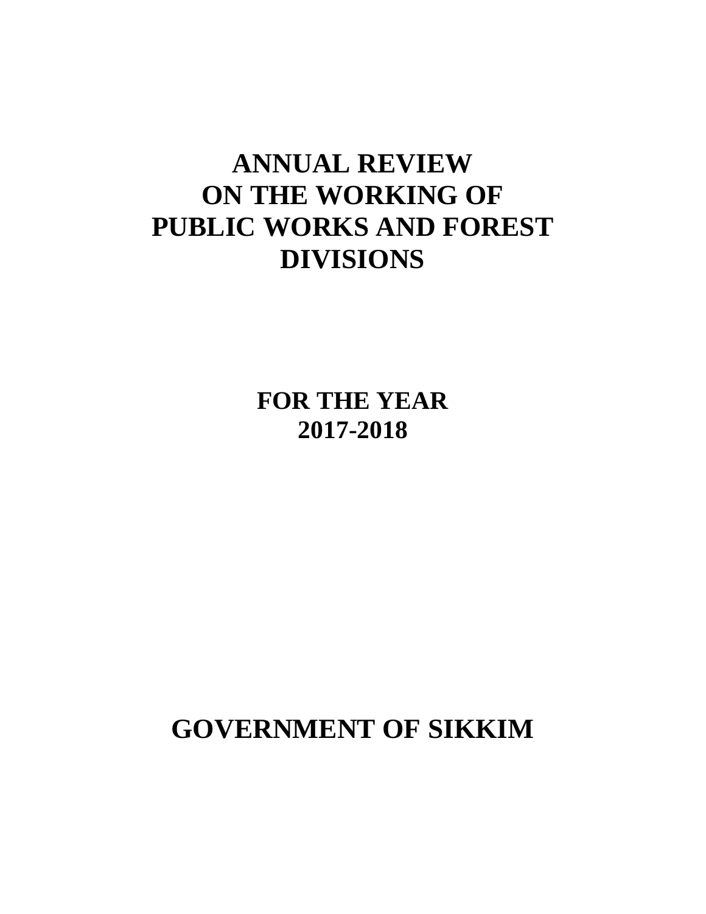# ANNUAL REVIEW ON THE WORKING OF PUBLIC WORKS AND FOREST DIVISIONS

## FOR THE YEAR 2017-2018

# GOVERNMENT OF SIKKIM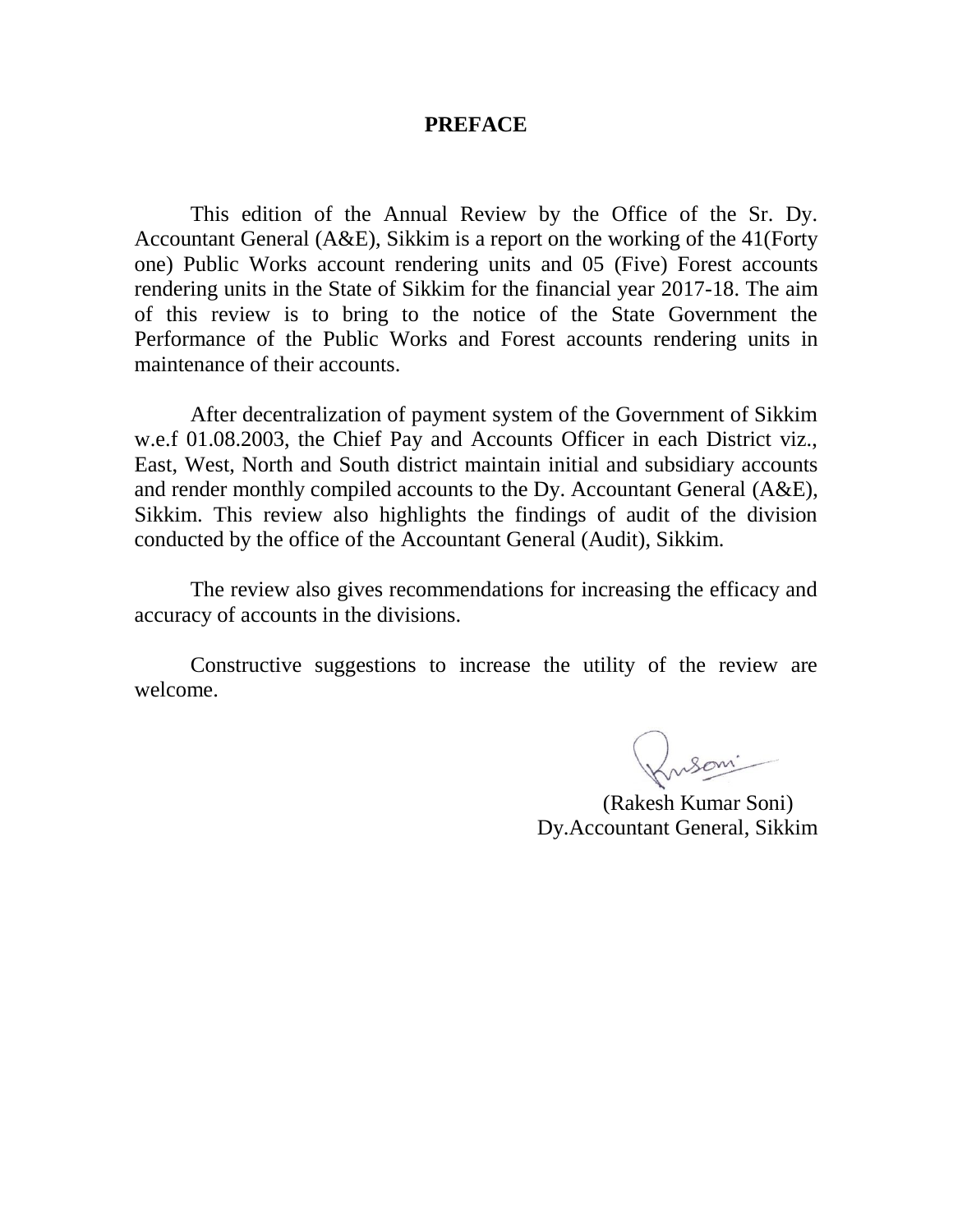# PREFACE

This edition of the Annual Review by the Office of the Sr. Dy. Accountant General (A&E), Sikkim is a report on the working of the 41(Forty one) Public Works account rendering units and 05 (Five) Forest accounts rendering units in the State of Sikkim for the financial year 2017-18. The aim of this review is to bring to the notice of the State Government the Performance of the Public Works and Forest accounts rendering units in maintenance of their accounts.

After decentralization of payment system of the Government of Sikkim w.e.f 01.08.2003, the Chief Pay and Accounts Officer in each District viz., East, West, North and South district maintain initial and subsidiary accounts and render monthly compiled accounts to the Dy. Accountant General (A&E), Sikkim. This review also highlights the findings of audit of the division conducted by the office of the Accountant General (Audit), Sikkim.

The review also gives recommendations for increasing the efficacy and accuracy of accounts in the divisions.

Constructive suggestions to increase the utility of the review are welcome.

(Rakesh Kumar Soni)
Dy.Accountant General, Sikkim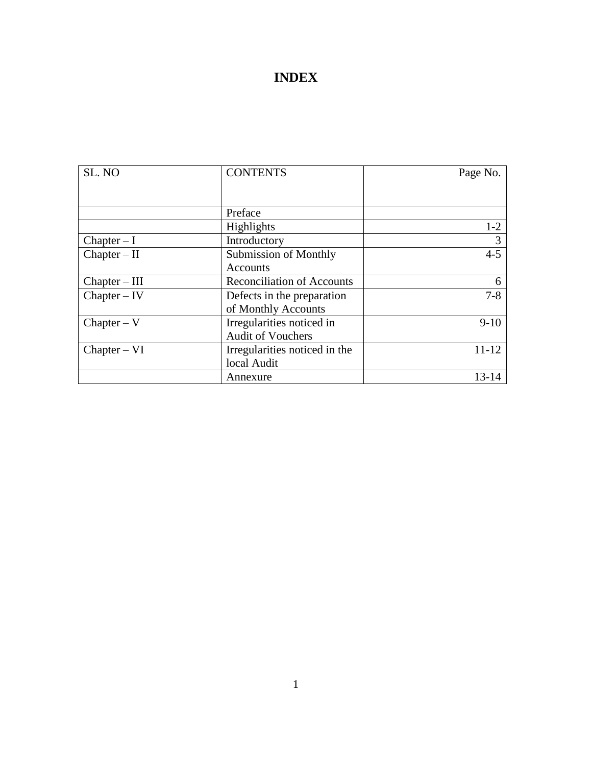# INDEX

| SL. NO | CONTENTS | Page No. |
|---|---|---|
| | Preface | |
| | Highlights | 1-2 |
| Chapter – I | Introductory | 3 |
| Chapter – II | Submission of Monthly Accounts | 4-5 |
| Chapter – III | Reconciliation of Accounts | 6 |
| Chapter – IV | Defects in the preparation of Monthly Accounts | 7-8 |
| Chapter – V | Irregularities noticed in Audit of Vouchers | 9-10 |
| Chapter – VI | Irregularities noticed in the local Audit | 11-12 |
| | Annexure | 13-14 |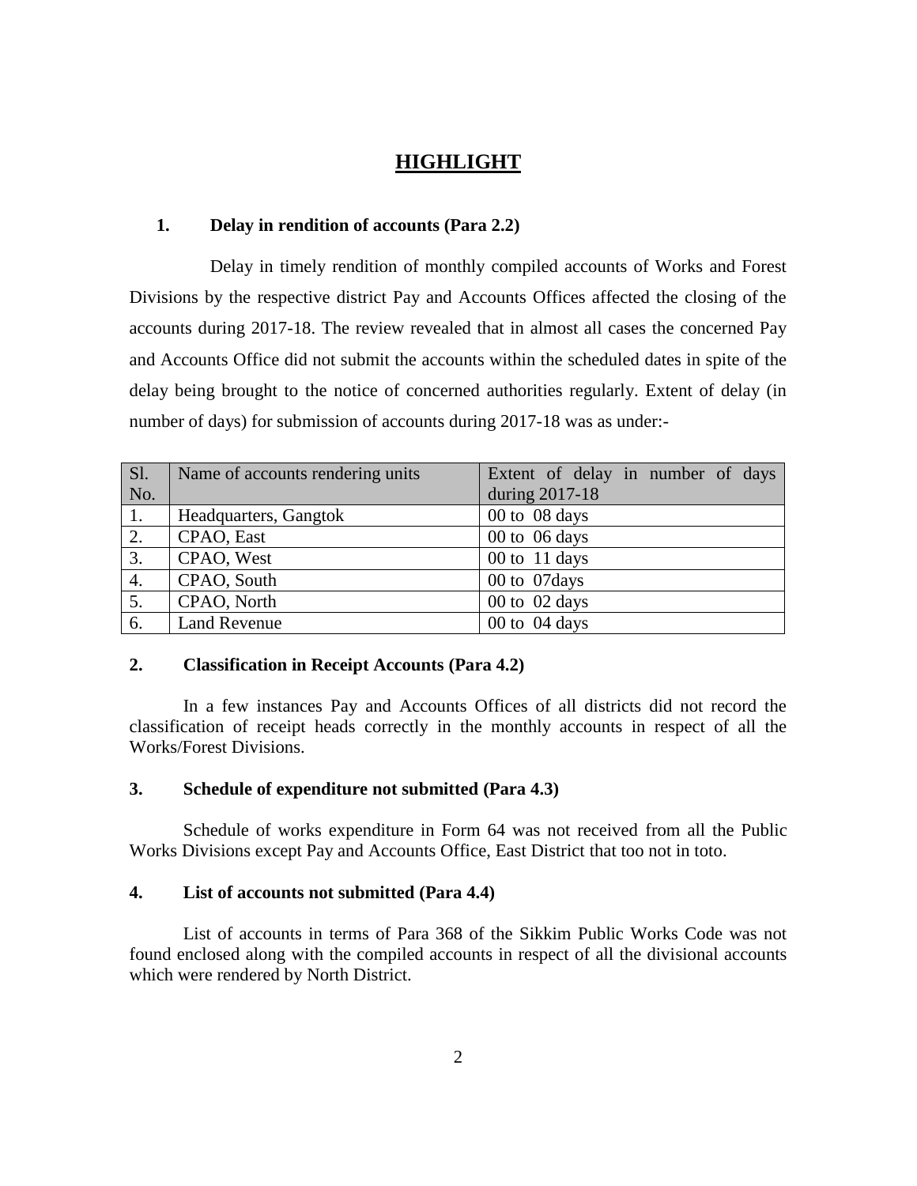# HIGHLIGHT

### 1. Delay in rendition of accounts (Para 2.2)

Delay in timely rendition of monthly compiled accounts of Works and Forest Divisions by the respective district Pay and Accounts Offices affected the closing of the accounts during 2017-18. The review revealed that in almost all cases the concerned Pay and Accounts Office did not submit the accounts within the scheduled dates in spite of the delay being brought to the notice of concerned authorities regularly. Extent of delay (in number of days) for submission of accounts during 2017-18 was as under:-

| Sl. No. | Name of accounts rendering units | Extent of delay in number of days during 2017-18 |
|---|---|---|
| 1. | Headquarters, Gangtok | 00 to 08 days |
| 2. | CPAO, East | 00 to 06 days |
| 3. | CPAO, West | 00 to 11 days |
| 4. | CPAO, South | 00 to 07days |
| 5. | CPAO, North | 00 to 02 days |
| 6. | Land Revenue | 00 to 04 days |

### 2. Classification in Receipt Accounts (Para 4.2)

In a few instances Pay and Accounts Offices of all districts did not record the classification of receipt heads correctly in the monthly accounts in respect of all the Works/Forest Divisions.

### 3. Schedule of expenditure not submitted (Para 4.3)

Schedule of works expenditure in Form 64 was not received from all the Public Works Divisions except Pay and Accounts Office, East District that too not in toto.

### 4. List of accounts not submitted (Para 4.4)

List of accounts in terms of Para 368 of the Sikkim Public Works Code was not found enclosed along with the compiled accounts in respect of all the divisional accounts which were rendered by North District.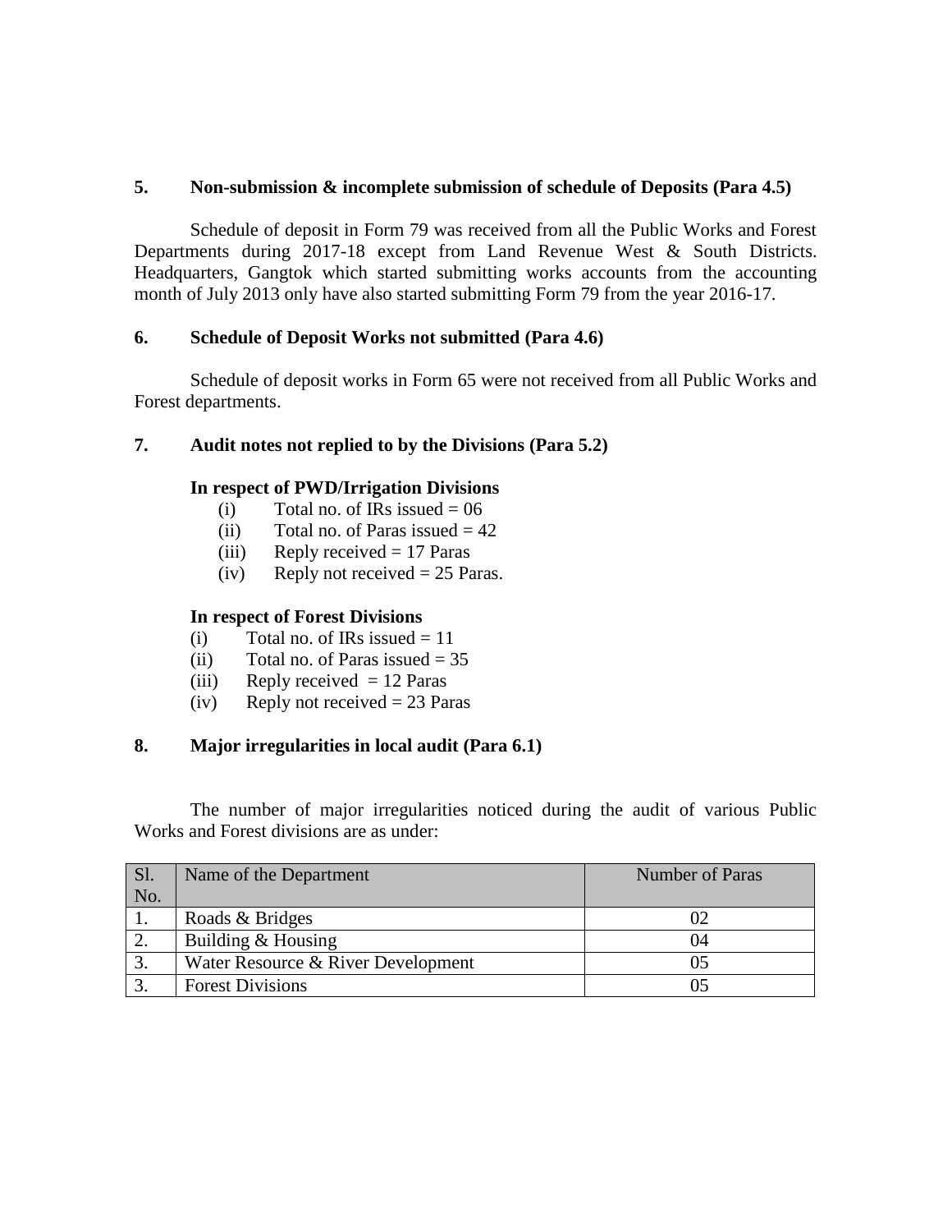**5. Non-submission & incomplete submission of schedule of Deposits (Para 4.5)**

Schedule of deposit in Form 79 was received from all the Public Works and Forest Departments during 2017-18 except from Land Revenue West & South Districts. Headquarters, Gangtok which started submitting works accounts from the accounting month of July 2013 only have also started submitting Form 79 from the year 2016-17.

**6. Schedule of Deposit Works not submitted (Para 4.6)**

Schedule of deposit works in Form 65 were not received from all Public Works and Forest departments.

**7. Audit notes not replied to by the Divisions (Para 5.2)**

**In respect of PWD/Irrigation Divisions**

(i) Total no. of IRs issued = 06
(ii) Total no. of Paras issued = 42
(iii) Reply received = 17 Paras
(iv) Reply not received = 25 Paras.

**In respect of Forest Divisions**

(i) Total no. of IRs issued = 11
(ii) Total no. of Paras issued = 35
(iii) Reply received = 12 Paras
(iv) Reply not received = 23 Paras

**8. Major irregularities in local audit (Para 6.1)**

The number of major irregularities noticed during the audit of various Public Works and Forest divisions are as under:

| Sl. No. | Name of the Department | Number of Paras |
|---|---|---|
| 1. | Roads & Bridges | 02 |
| 2. | Building & Housing | 04 |
| 3. | Water Resource & River Development | 05 |
| 3. | Forest Divisions | 05 |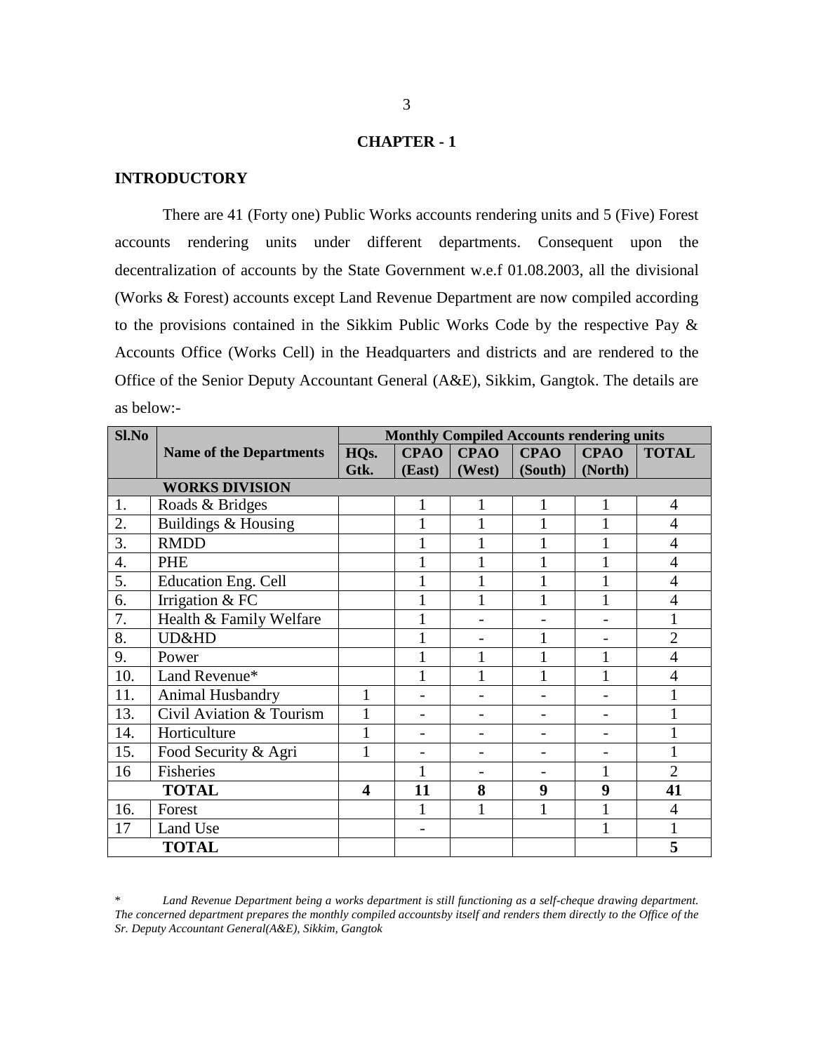# CHAPTER - 1

## INTRODUCTORY

There are 41 (Forty one) Public Works accounts rendering units and 5 (Five) Forest accounts rendering units under different departments. Consequent upon the decentralization of accounts by the State Government w.e.f 01.08.2003, all the divisional (Works & Forest) accounts except Land Revenue Department are now compiled according to the provisions contained in the Sikkim Public Works Code by the respective Pay & Accounts Office (Works Cell) in the Headquarters and districts and are rendered to the Office of the Senior Deputy Accountant General (A&E), Sikkim, Gangtok. The details are as below:-

| Sl.No | Name of the Departments | Monthly Compiled Accounts rendering units | | | | | |
|---|---|---|---|---|---|---|---|
| | | HQs. Gtk. | CPAO (East) | CPAO (West) | CPAO (South) | CPAO (North) | TOTAL |
| | **WORKS DIVISION** | | | | | | |
| 1. | Roads & Bridges | | 1 | 1 | 1 | 1 | 4 |
| 2. | Buildings & Housing | | 1 | 1 | 1 | 1 | 4 |
| 3. | RMDD | | 1 | 1 | 1 | 1 | 4 |
| 4. | PHE | | 1 | 1 | 1 | 1 | 4 |
| 5. | Education Eng. Cell | | 1 | 1 | 1 | 1 | 4 |
| 6. | Irrigation & FC | | 1 | 1 | 1 | 1 | 4 |
| 7. | Health & Family Welfare | | 1 | - | - | - | 1 |
| 8. | UD&HD | | 1 | - | 1 | - | 2 |
| 9. | Power | | 1 | 1 | 1 | 1 | 4 |
| 10. | Land Revenue* | | 1 | 1 | 1 | 1 | 4 |
| 11. | Animal Husbandry | 1 | - | - | - | - | 1 |
| 13. | Civil Aviation & Tourism | 1 | - | - | - | - | 1 |
| 14. | Horticulture | 1 | - | - | - | - | 1 |
| 15. | Food Security & Agri | 1 | - | - | - | - | 1 |
| 16 | Fisheries | | 1 | - | - | 1 | 2 |
| | **TOTAL** | **4** | **11** | **8** | **9** | **9** | **41** |
| 16. | Forest | | 1 | 1 | 1 | 1 | 4 |
| 17 | Land Use | | - | | | 1 | 1 |
| | **TOTAL** | | | | | | **5** |

\* *Land Revenue Department being a works department is still functioning as a self-cheque drawing department. The concerned department prepares the monthly compiled accountsby itself and renders them directly to the Office of the Sr. Deputy Accountant General(A&E), Sikkim, Gangtok*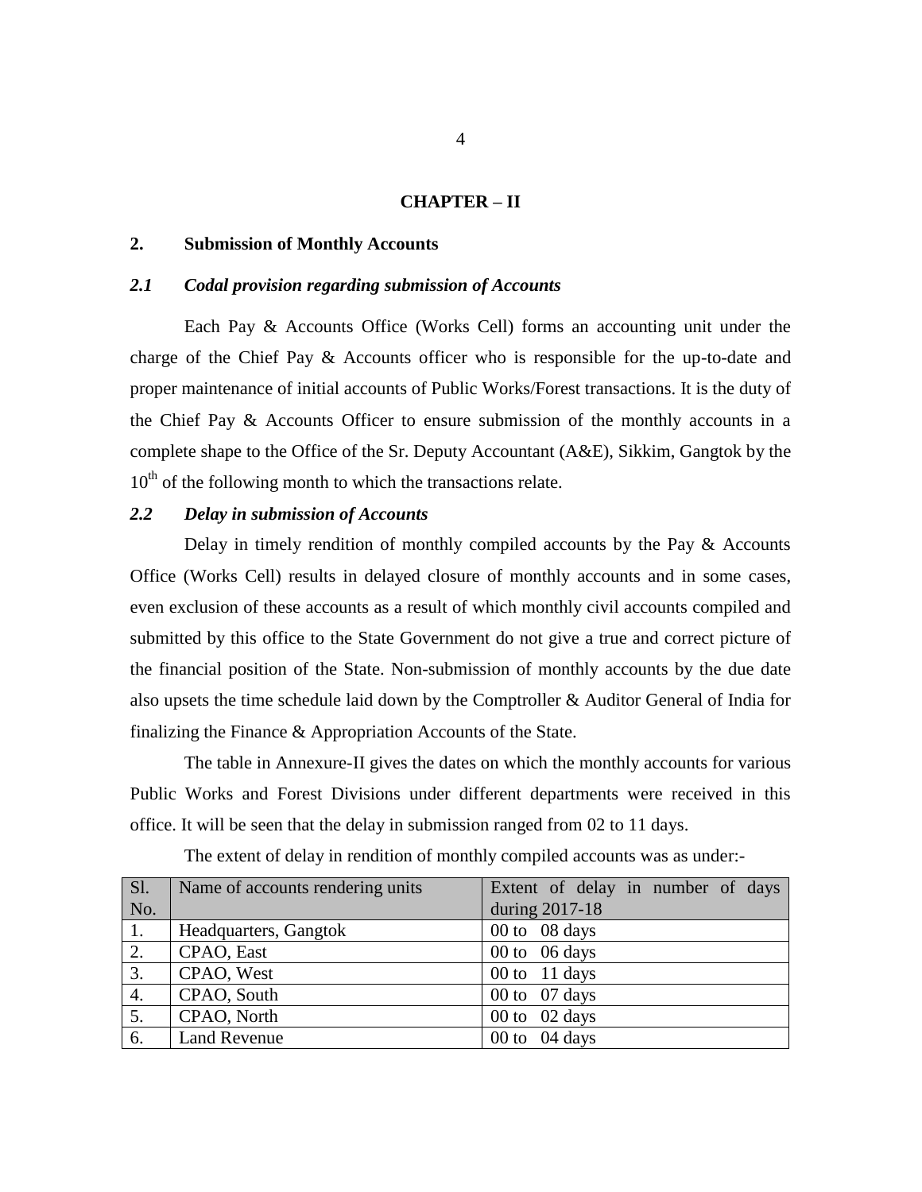# CHAPTER – II

## 2. Submission of Monthly Accounts

### *2.1 Codal provision regarding submission of Accounts*

Each Pay & Accounts Office (Works Cell) forms an accounting unit under the charge of the Chief Pay & Accounts officer who is responsible for the up-to-date and proper maintenance of initial accounts of Public Works/Forest transactions. It is the duty of the Chief Pay & Accounts Officer to ensure submission of the monthly accounts in a complete shape to the Office of the Sr. Deputy Accountant (A&E), Sikkim, Gangtok by the 10th of the following month to which the transactions relate.

### *2.2 Delay in submission of Accounts*

Delay in timely rendition of monthly compiled accounts by the Pay & Accounts Office (Works Cell) results in delayed closure of monthly accounts and in some cases, even exclusion of these accounts as a result of which monthly civil accounts compiled and submitted by this office to the State Government do not give a true and correct picture of the financial position of the State. Non-submission of monthly accounts by the due date also upsets the time schedule laid down by the Comptroller & Auditor General of India for finalizing the Finance & Appropriation Accounts of the State.

The table in Annexure-II gives the dates on which the monthly accounts for various Public Works and Forest Divisions under different departments were received in this office. It will be seen that the delay in submission ranged from 02 to 11 days.

The extent of delay in rendition of monthly compiled accounts was as under:-

| Sl. No. | Name of accounts rendering units | Extent of delay in number of days during 2017-18 |
|---|---|---|
| 1. | Headquarters, Gangtok | 00 to 08 days |
| 2. | CPAO, East | 00 to 06 days |
| 3. | CPAO, West | 00 to 11 days |
| 4. | CPAO, South | 00 to 07 days |
| 5. | CPAO, North | 00 to 02 days |
| 6. | Land Revenue | 00 to 04 days |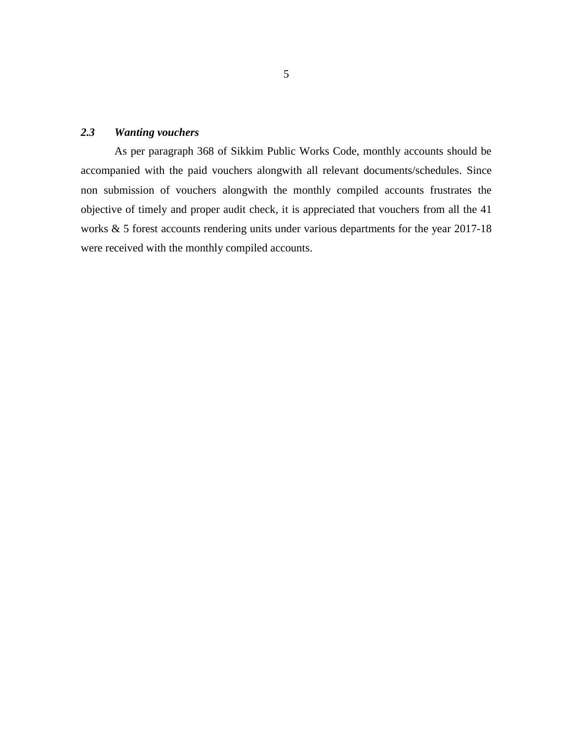### *2.3 Wanting vouchers*

As per paragraph 368 of Sikkim Public Works Code, monthly accounts should be accompanied with the paid vouchers alongwith all relevant documents/schedules. Since non submission of vouchers alongwith the monthly compiled accounts frustrates the objective of timely and proper audit check, it is appreciated that vouchers from all the 41 works & 5 forest accounts rendering units under various departments for the year 2017-18 were received with the monthly compiled accounts.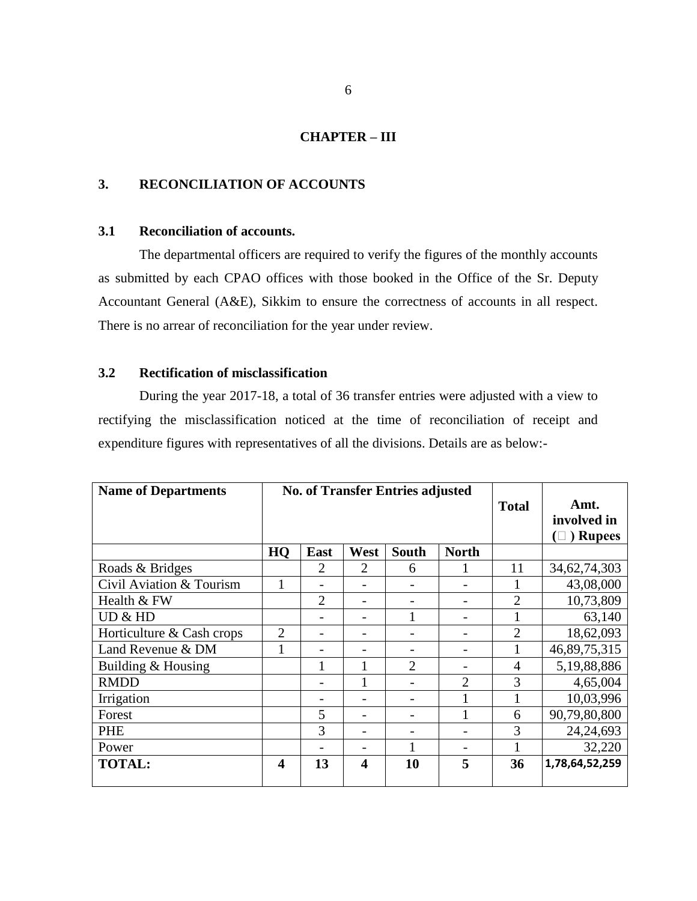# CHAPTER – III

## 3. RECONCILIATION OF ACCOUNTS

### 3.1 Reconciliation of accounts.

The departmental officers are required to verify the figures of the monthly accounts as submitted by each CPAO offices with those booked in the Office of the Sr. Deputy Accountant General (A&E), Sikkim to ensure the correctness of accounts in all respect. There is no arrear of reconciliation for the year under review.

### 3.2 Rectification of misclassification

During the year 2017-18, a total of 36 transfer entries were adjusted with a view to rectifying the misclassification noticed at the time of reconciliation of receipt and expenditure figures with representatives of all the divisions. Details are as below:-

| Name of Departments | No. of Transfer Entries adjusted | | | | | Total | Amt. involved in (₹) Rupees |
|---|---|---|---|---|---|---|---|
| | HQ | East | West | South | North | | |
| Roads & Bridges | | 2 | 2 | 6 | 1 | 11 | 34,62,74,303 |
| Civil Aviation & Tourism | 1 | - | - | - | - | 1 | 43,08,000 |
| Health & FW | | 2 | - | - | - | 2 | 10,73,809 |
| UD & HD | | - | - | 1 | - | 1 | 63,140 |
| Horticulture & Cash crops | 2 | - | - | - | - | 2 | 18,62,093 |
| Land Revenue & DM | 1 | - | - | - | - | 1 | 46,89,75,315 |
| Building & Housing | | 1 | 1 | 2 | - | 4 | 5,19,88,886 |
| RMDD | | - | 1 | - | 2 | 3 | 4,65,004 |
| Irrigation | | - | - | - | 1 | 1 | 10,03,996 |
| Forest | | 5 | - | - | 1 | 6 | 90,79,80,800 |
| PHE | | 3 | - | - | - | 3 | 24,24,693 |
| Power | | - | - | 1 | - | 1 | 32,220 |
| **TOTAL:** | **4** | **13** | **4** | **10** | **5** | **36** | **1,78,64,52,259** |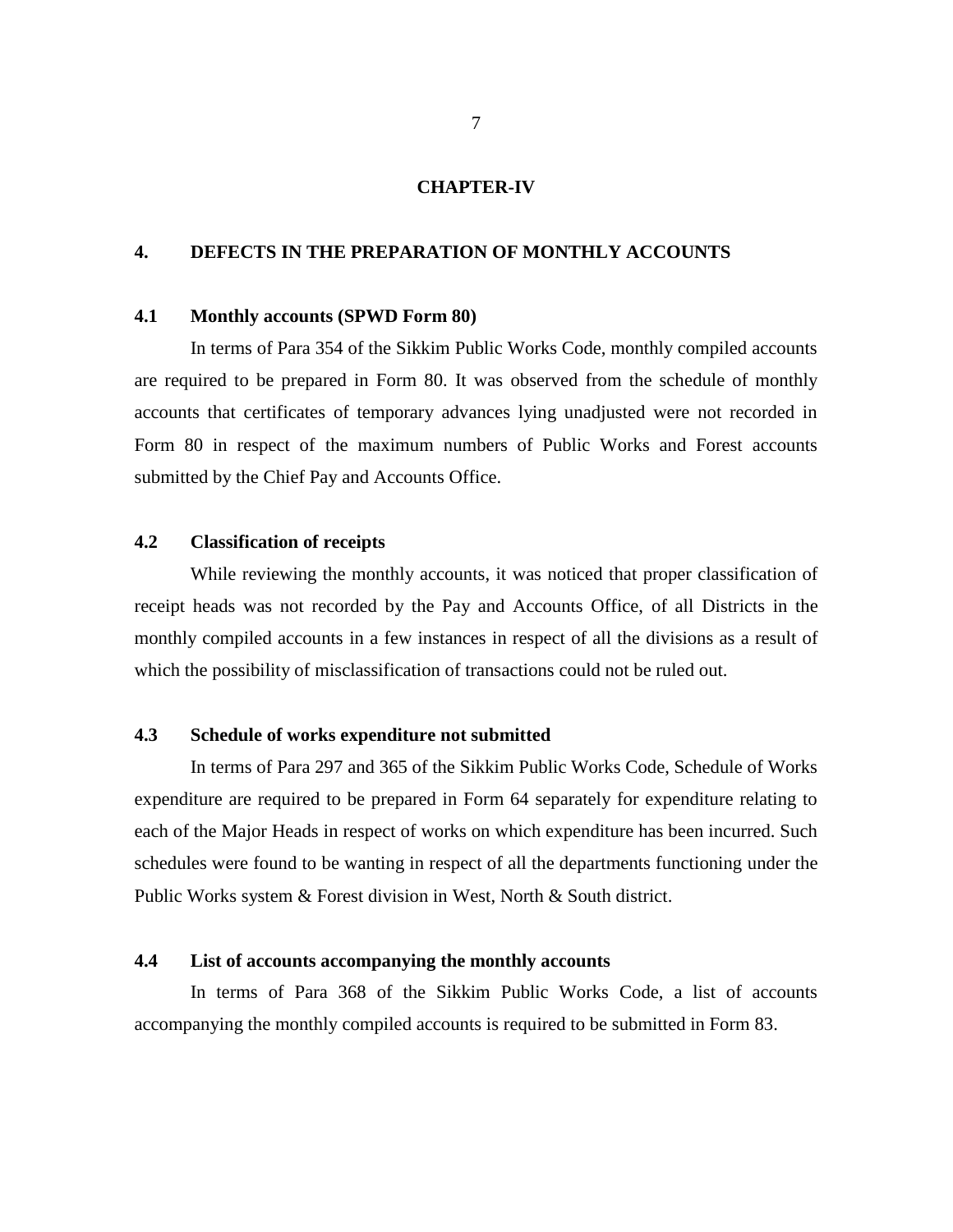## CHAPTER-IV

## 4. DEFECTS IN THE PREPARATION OF MONTHLY ACCOUNTS

### 4.1 Monthly accounts (SPWD Form 80)

In terms of Para 354 of the Sikkim Public Works Code, monthly compiled accounts are required to be prepared in Form 80. It was observed from the schedule of monthly accounts that certificates of temporary advances lying unadjusted were not recorded in Form 80 in respect of the maximum numbers of Public Works and Forest accounts submitted by the Chief Pay and Accounts Office.

### 4.2 Classification of receipts

While reviewing the monthly accounts, it was noticed that proper classification of receipt heads was not recorded by the Pay and Accounts Office, of all Districts in the monthly compiled accounts in a few instances in respect of all the divisions as a result of which the possibility of misclassification of transactions could not be ruled out.

### 4.3 Schedule of works expenditure not submitted

In terms of Para 297 and 365 of the Sikkim Public Works Code, Schedule of Works expenditure are required to be prepared in Form 64 separately for expenditure relating to each of the Major Heads in respect of works on which expenditure has been incurred. Such schedules were found to be wanting in respect of all the departments functioning under the Public Works system & Forest division in West, North & South district.

### 4.4 List of accounts accompanying the monthly accounts

In terms of Para 368 of the Sikkim Public Works Code, a list of accounts accompanying the monthly compiled accounts is required to be submitted in Form 83.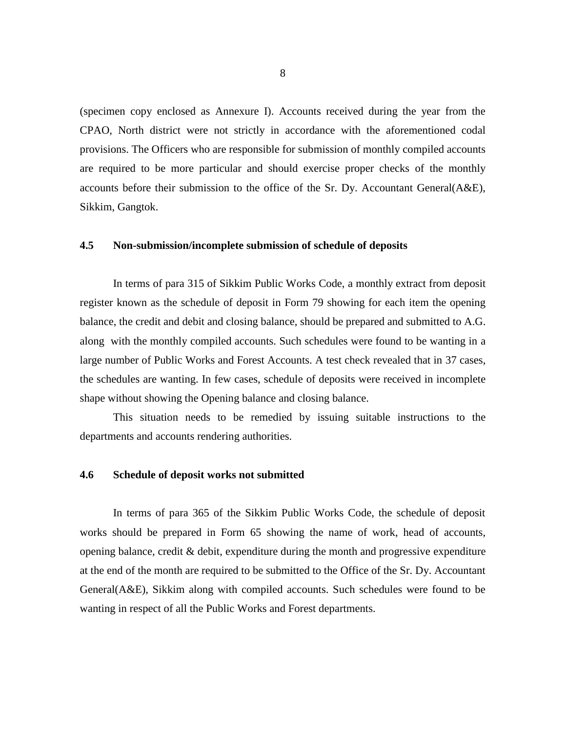(specimen copy enclosed as Annexure I). Accounts received during the year from the CPAO, North district were not strictly in accordance with the aforementioned codal provisions. The Officers who are responsible for submission of monthly compiled accounts are required to be more particular and should exercise proper checks of the monthly accounts before their submission to the office of the Sr. Dy. Accountant General(A&E), Sikkim, Gangtok.

### 4.5 Non-submission/incomplete submission of schedule of deposits

In terms of para 315 of Sikkim Public Works Code, a monthly extract from deposit register known as the schedule of deposit in Form 79 showing for each item the opening balance, the credit and debit and closing balance, should be prepared and submitted to A.G. along with the monthly compiled accounts. Such schedules were found to be wanting in a large number of Public Works and Forest Accounts. A test check revealed that in 37 cases, the schedules are wanting. In few cases, schedule of deposits were received in incomplete shape without showing the Opening balance and closing balance.

This situation needs to be remedied by issuing suitable instructions to the departments and accounts rendering authorities.

### 4.6 Schedule of deposit works not submitted

In terms of para 365 of the Sikkim Public Works Code, the schedule of deposit works should be prepared in Form 65 showing the name of work, head of accounts, opening balance, credit & debit, expenditure during the month and progressive expenditure at the end of the month are required to be submitted to the Office of the Sr. Dy. Accountant General(A&E), Sikkim along with compiled accounts. Such schedules were found to be wanting in respect of all the Public Works and Forest departments.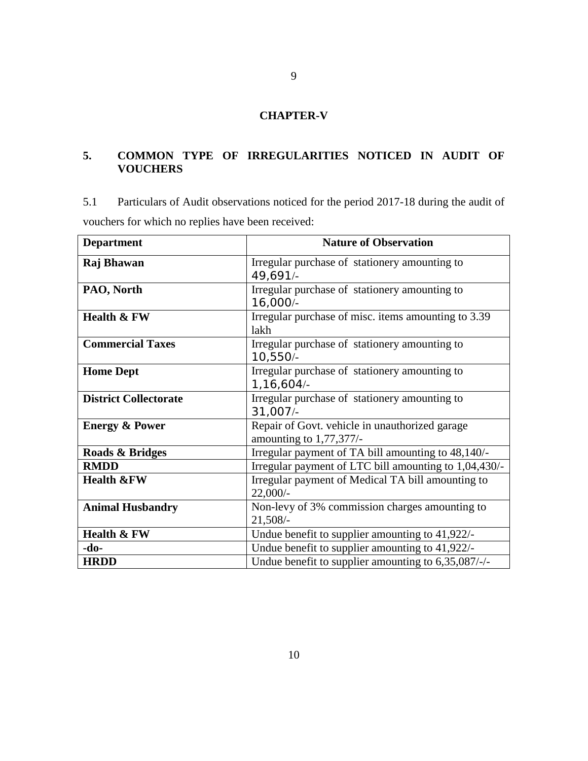## CHAPTER-V

### 5. COMMON TYPE OF IRREGULARITIES NOTICED IN AUDIT OF VOUCHERS

5.1 Particulars of Audit observations noticed for the period 2017-18 during the audit of vouchers for which no replies have been received:

| Department | Nature of Observation |
|---|---|
| **Raj Bhawan** | Irregular purchase of stationery amounting to 49,691/- |
| **PAO, North** | Irregular purchase of stationery amounting to 16,000/- |
| **Health & FW** | Irregular purchase of misc. items amounting to 3.39 lakh |
| **Commercial Taxes** | Irregular purchase of stationery amounting to 10,550/- |
| **Home Dept** | Irregular purchase of stationery amounting to 1,16,604/- |
| **District Collectorate** | Irregular purchase of stationery amounting to 31,007/- |
| **Energy & Power** | Repair of Govt. vehicle in unauthorized garage amounting to 1,77,377/- |
| **Roads & Bridges** | Irregular payment of TA bill amounting to 48,140/- |
| **RMDD** | Irregular payment of LTC bill amounting to 1,04,430/- |
| **Health &FW** | Irregular payment of Medical TA bill amounting to 22,000/- |
| **Animal Husbandry** | Non-levy of 3% commission charges amounting to 21,508/- |
| **Health & FW** | Undue benefit to supplier amounting to 41,922/- |
| **-do-** | Undue benefit to supplier amounting to 41,922/- |
| **HRDD** | Undue benefit to supplier amounting to 6,35,087/-/- |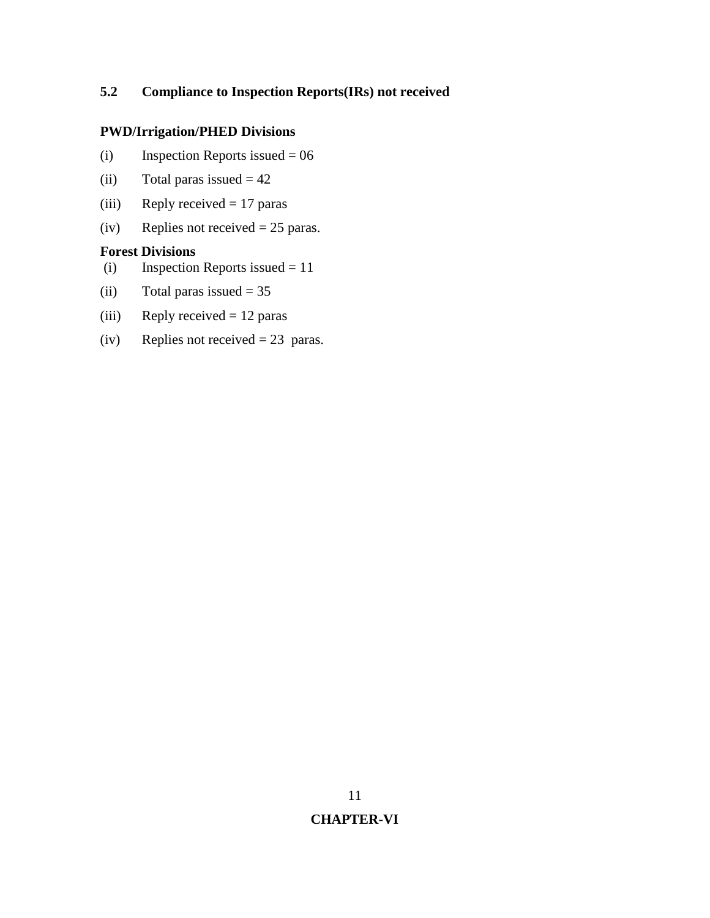## 5.2 Compliance to Inspection Reports(IRs) not received

**PWD/Irrigation/PHED Divisions**

(i) Inspection Reports issued = 06

(ii) Total paras issued = 42

(iii) Reply received = 17 paras

(iv) Replies not received = 25 paras.

**Forest Divisions**

(i) Inspection Reports issued = 11

(ii) Total paras issued = 35

(iii) Reply received = 12 paras

(iv) Replies not received = 23 paras.

# CHAPTER-VI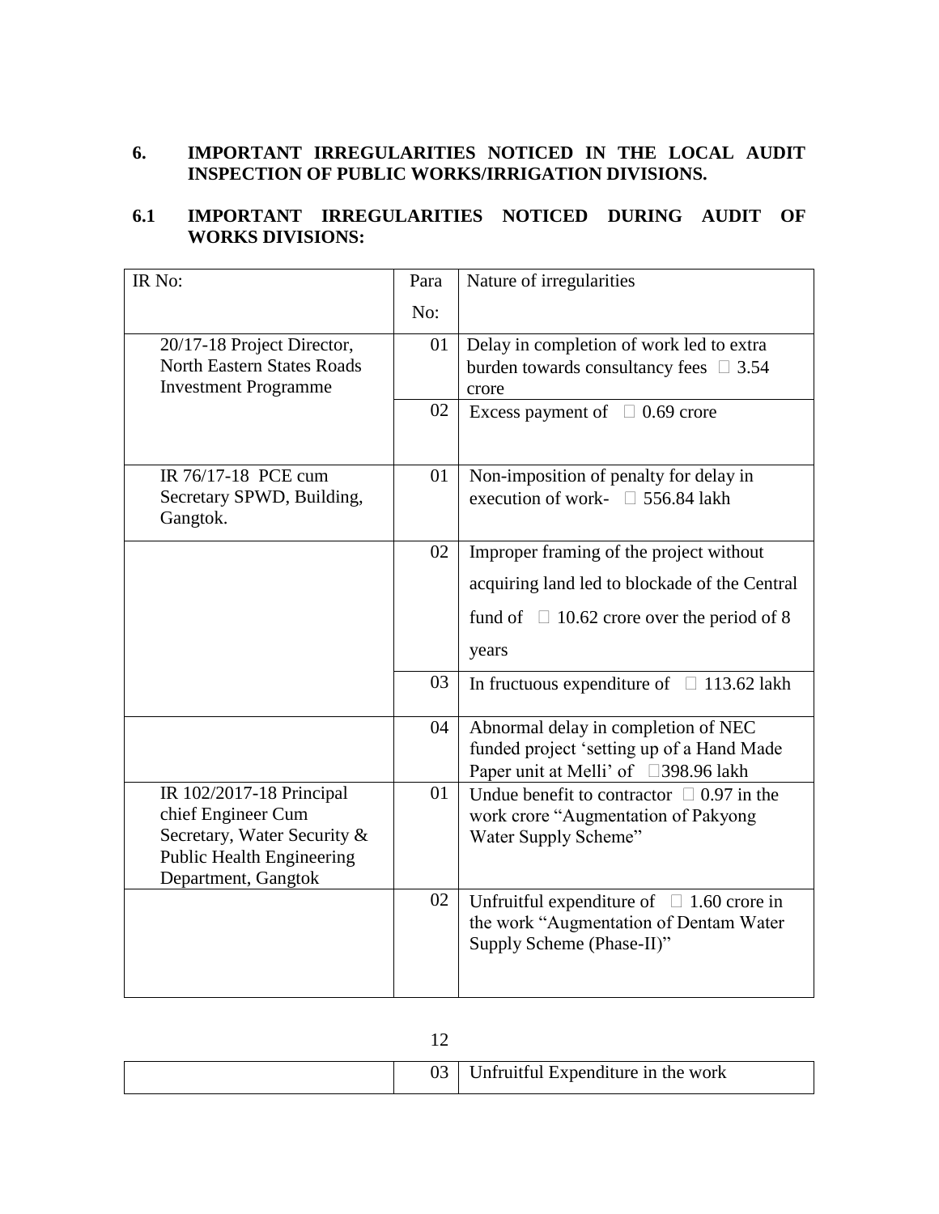## 6. IMPORTANT IRREGULARITIES NOTICED IN THE LOCAL AUDIT INSPECTION OF PUBLIC WORKS/IRRIGATION DIVISIONS.

### 6.1 IMPORTANT IRREGULARITIES NOTICED DURING AUDIT OF WORKS DIVISIONS:

| IR No: | Para No: | Nature of irregularities |
|---|---|---|
| 20/17-18 Project Director, North Eastern States Roads Investment Programme | 01 | Delay in completion of work led to extra burden towards consultancy fees  3.54 crore |
| | 02 | Excess payment of  0.69 crore |
| IR 76/17-18 PCE cum Secretary SPWD, Building, Gangtok. | 01 | Non-imposition of penalty for delay in execution of work-  556.84 lakh |
| | 02 | Improper framing of the project without acquiring land led to blockade of the Central fund of  10.62 crore over the period of 8 years |
| | 03 | In fructuous expenditure of  113.62 lakh |
| | 04 | Abnormal delay in completion of NEC funded project 'setting up of a Hand Made Paper unit at Melli' of 398.96 lakh |
| IR 102/2017-18 Principal chief Engineer Cum Secretary, Water Security & Public Health Engineering Department, Gangtok | 01 | Undue benefit to contractor  0.97 in the work crore "Augmentation of Pakyong Water Supply Scheme" |
| | 02 | Unfruitful expenditure of  1.60 crore in the work "Augmentation of Dentam Water Supply Scheme (Phase-II)" |
| | 03 | Unfruitful Expenditure in the work |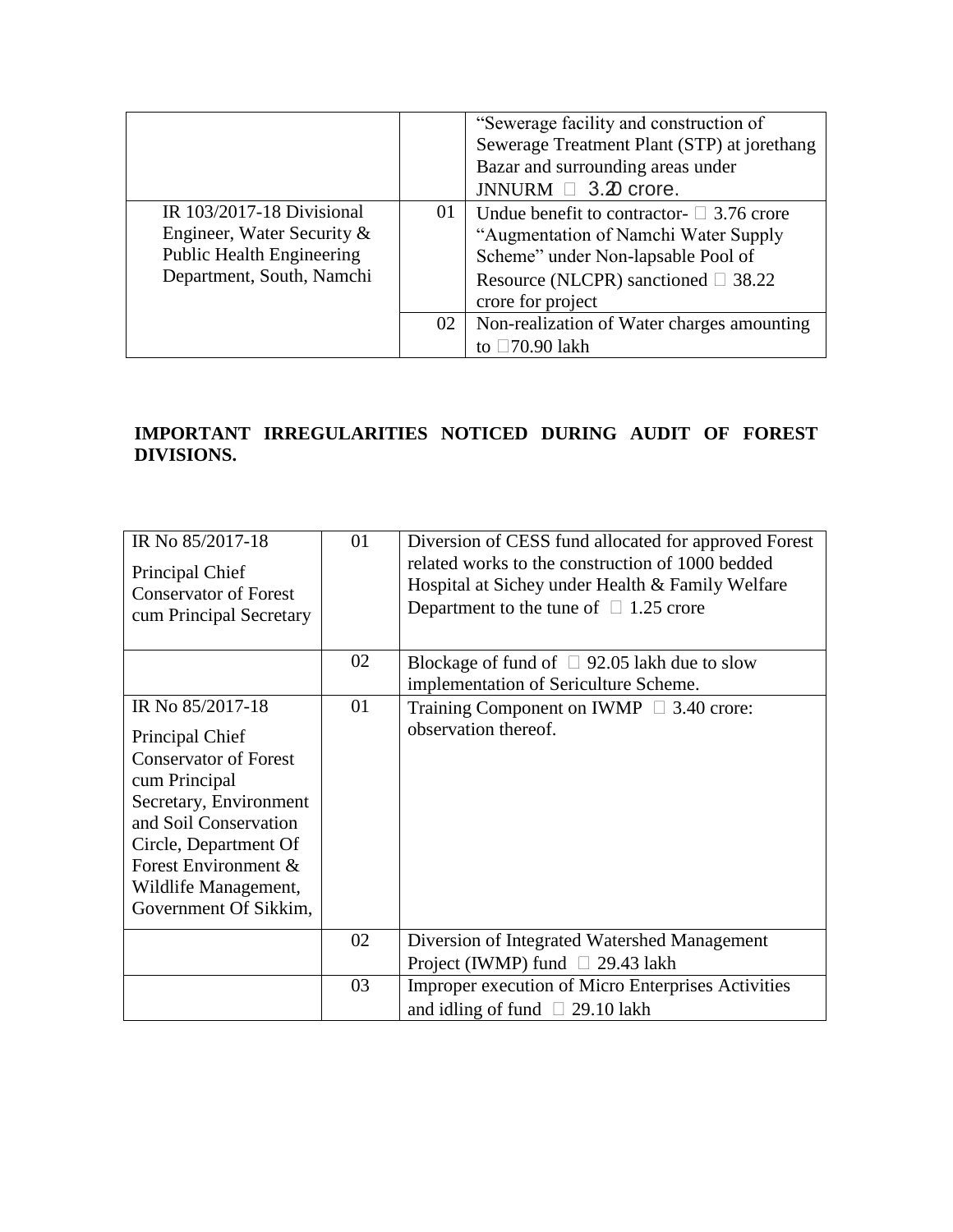| | | |
|---|---|---|
| | | "Sewerage facility and construction of Sewerage Treatment Plant (STP) at jorethang Bazar and surrounding areas under JNNURM □ 3.20 crore. |
| IR 103/2017-18 Divisional Engineer, Water Security & Public Health Engineering Department, South, Namchi | 01 | Undue benefit to contractor- □ 3.76 crore "Augmentation of Namchi Water Supply Scheme" under Non-lapsable Pool of Resource (NLCPR) sanctioned □ 38.22 crore for project |
| | 02 | Non-realization of Water charges amounting to □70.90 lakh |

**IMPORTANT IRREGULARITIES NOTICED DURING AUDIT OF FOREST DIVISIONS.**

| | | |
|---|---|---|
| IR No 85/2017-18 Principal Chief Conservator of Forest cum Principal Secretary | 01 | Diversion of CESS fund allocated for approved Forest related works to the construction of 1000 bedded Hospital at Sichey under Health & Family Welfare Department to the tune of □ 1.25 crore |
| | 02 | Blockage of fund of □ 92.05 lakh due to slow implementation of Sericulture Scheme. |
| IR No 85/2017-18 Principal Chief Conservator of Forest cum Principal Secretary, Environment and Soil Conservation Circle, Department Of Forest Environment & Wildlife Management, Government Of Sikkim, | 01 | Training Component on IWMP □ 3.40 crore: observation thereof. |
| | 02 | Diversion of Integrated Watershed Management Project (IWMP) fund □ 29.43 lakh |
| | 03 | Improper execution of Micro Enterprises Activities and idling of fund □ 29.10 lakh |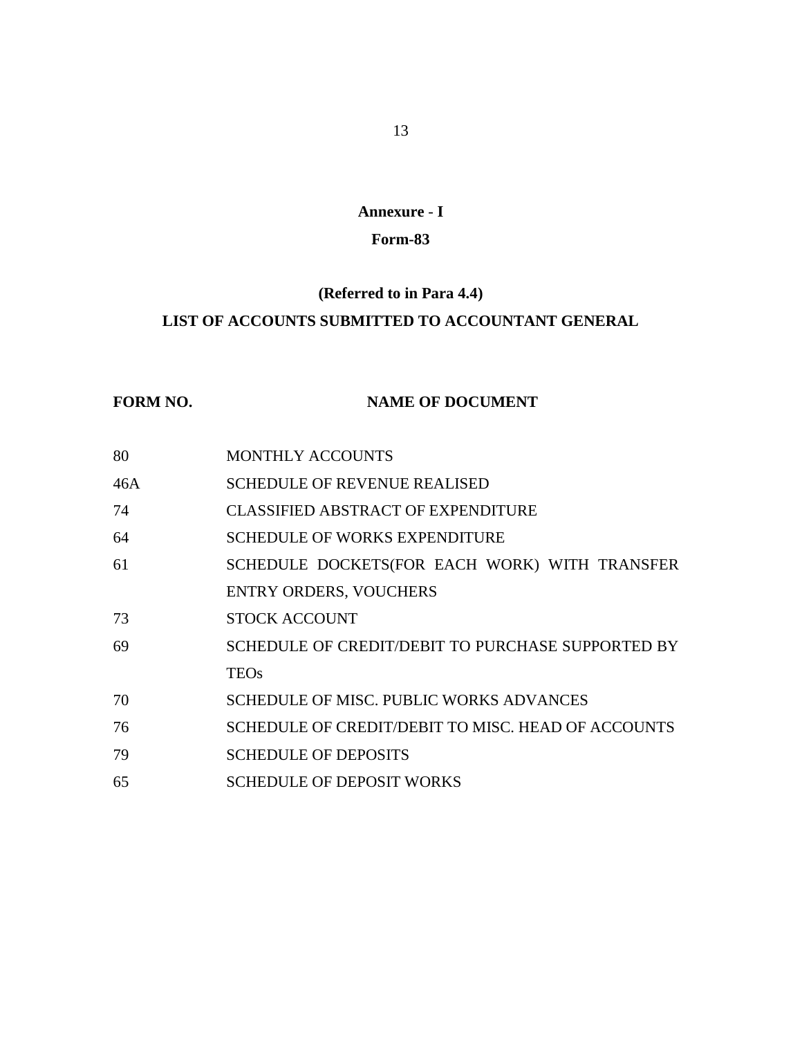**Annexure - I**

**Form-83**

**(Referred to in Para 4.4)**

**LIST OF ACCOUNTS SUBMITTED TO ACCOUNTANT GENERAL**

| FORM NO. | NAME OF DOCUMENT |
|---|---|
| 80 | MONTHLY ACCOUNTS |
| 46A | SCHEDULE OF REVENUE REALISED |
| 74 | CLASSIFIED ABSTRACT OF EXPENDITURE |
| 64 | SCHEDULE OF WORKS EXPENDITURE |
| 61 | SCHEDULE DOCKETS(FOR EACH WORK) WITH TRANSFER ENTRY ORDERS, VOUCHERS |
| 73 | STOCK ACCOUNT |
| 69 | SCHEDULE OF CREDIT/DEBIT TO PURCHASE SUPPORTED BY TEOs |
| 70 | SCHEDULE OF MISC. PUBLIC WORKS ADVANCES |
| 76 | SCHEDULE OF CREDIT/DEBIT TO MISC. HEAD OF ACCOUNTS |
| 79 | SCHEDULE OF DEPOSITS |
| 65 | SCHEDULE OF DEPOSIT WORKS |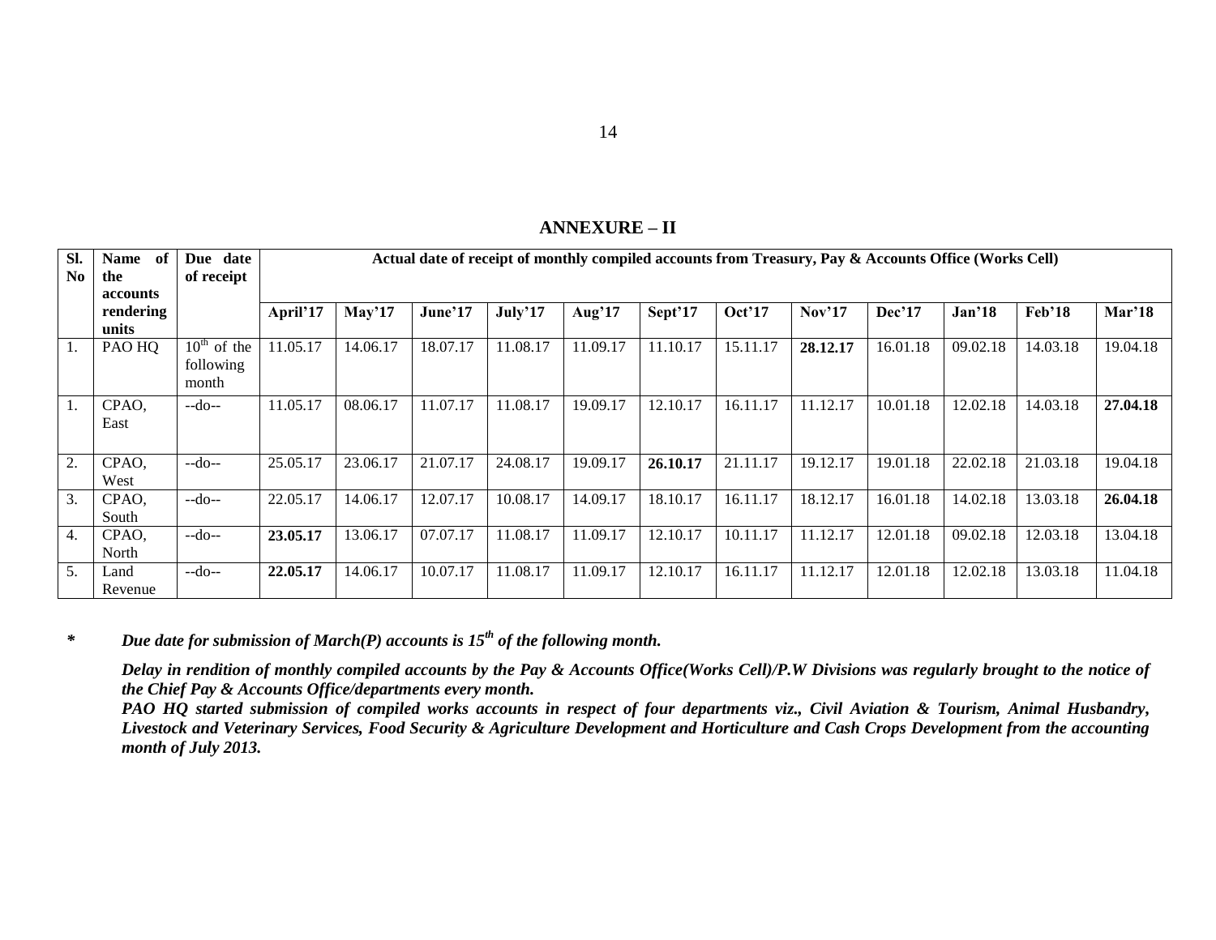## ANNEXURE – II

| Sl. No | Name of the accounts rendering units | Due date of receipt | Actual date of receipt of monthly compiled accounts from Treasury, Pay & Accounts Office (Works Cell) | | | | | | | | | | | |
|---|---|---|---|---|---|---|---|---|---|---|---|---|---|---|
| | | | **April'17** | **May'17** | **June'17** | **July'17** | **Aug'17** | **Sept'17** | **Oct'17** | **Nov'17** | **Dec'17** | **Jan'18** | **Feb'18** | **Mar'18** |
| 1. | PAO HQ | 10th of the following month | 11.05.17 | 14.06.17 | 18.07.17 | 11.08.17 | 11.09.17 | 11.10.17 | 15.11.17 | **28.12.17** | 16.01.18 | 09.02.18 | 14.03.18 | 19.04.18 |
| 1. | CPAO, East | --do-- | 11.05.17 | 08.06.17 | 11.07.17 | 11.08.17 | 19.09.17 | 12.10.17 | 16.11.17 | 11.12.17 | 10.01.18 | 12.02.18 | 14.03.18 | **27.04.18** |
| 2. | CPAO, West | --do-- | 25.05.17 | 23.06.17 | 21.07.17 | 24.08.17 | 19.09.17 | **26.10.17** | 21.11.17 | 19.12.17 | 19.01.18 | 22.02.18 | 21.03.18 | 19.04.18 |
| 3. | CPAO, South | --do-- | 22.05.17 | 14.06.17 | 12.07.17 | 10.08.17 | 14.09.17 | 18.10.17 | 16.11.17 | 18.12.17 | 16.01.18 | 14.02.18 | 13.03.18 | **26.04.18** |
| 4. | CPAO, North | --do-- | **23.05.17** | 13.06.17 | 07.07.17 | 11.08.17 | 11.09.17 | 12.10.17 | 10.11.17 | 11.12.17 | 12.01.18 | 09.02.18 | 12.03.18 | 13.04.18 |
| 5. | Land Revenue | --do-- | **22.05.17** | 14.06.17 | 10.07.17 | 11.08.17 | 11.09.17 | 12.10.17 | 16.11.17 | 11.12.17 | 12.01.18 | 12.02.18 | 13.03.18 | 11.04.18 |

**\*** ***Due date for submission of March(P) accounts is 15th of the following month.***

***Delay in rendition of monthly compiled accounts by the Pay & Accounts Office(Works Cell)/P.W Divisions was regularly brought to the notice of the Chief Pay & Accounts Office/departments every month.***

***PAO HQ started submission of compiled works accounts in respect of four departments viz., Civil Aviation & Tourism, Animal Husbandry, Livestock and Veterinary Services, Food Security & Agriculture Development and Horticulture and Cash Crops Development from the accounting month of July 2013.***